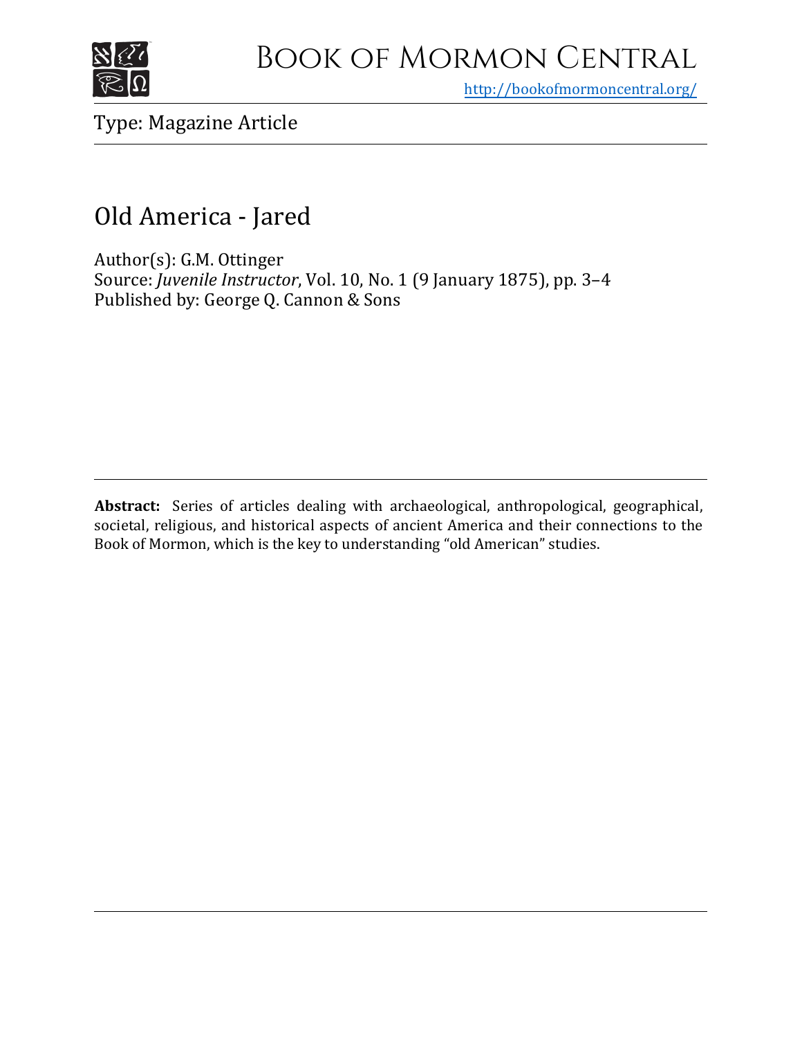# Book of Mormon Central

http://bookofmormoncentral.org/

Type: Magazine Article

## Old America - Jared

Author(s): G.M. Ottinger
Source: *Juvenile Instructor*, Vol. 10, No. 1 (9 January 1875), pp. 3–4
Published by: George Q. Cannon & Sons

**Abstract:** Series of articles dealing with archaeological, anthropological, geographical, societal, religious, and historical aspects of ancient America and their connections to the Book of Mormon, which is the key to understanding "old American" studies.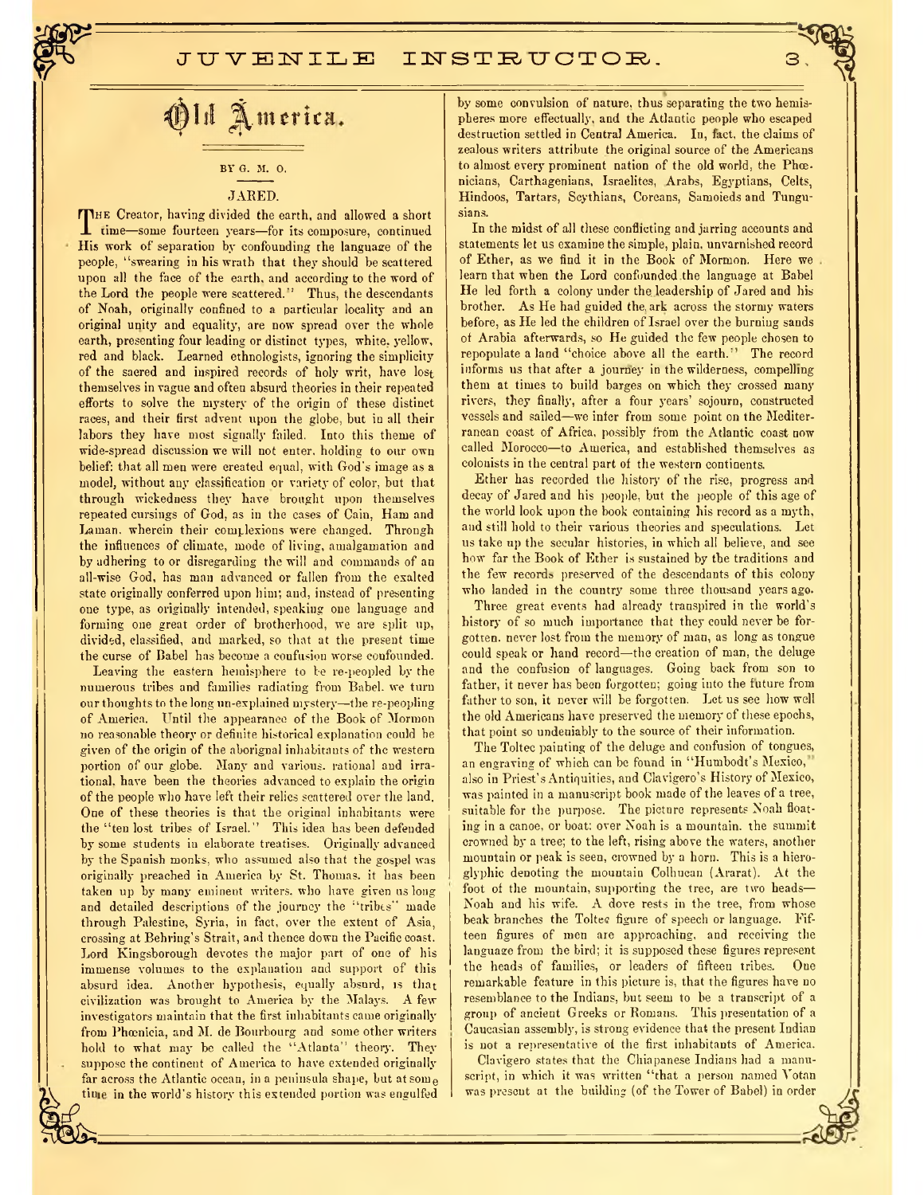# Old America.

BY G. M. O.

## JARED.

THE Creator, having divided the earth, and allowed a short time—some fourteen years—for its composure, continued His work of separation by confounding the language of the people, "swearing in his wrath that they should be scattered upon all the face of the earth, and according to the word of the Lord the people were scattered." Thus, the descendants of Noah, originally confined to a particular locality and an original unity and equality, are now spread over the whole earth, presenting four leading or distinct types, white, yellow, red and black. Learned ethnologists, ignoring the simplicity of the sacred and inspired records of holy writ, have lost themselves in vague and often absurd theories in their repeated efforts to solve the mystery of the origin of these distinct races, and their first advent upon the globe, but in all their labors they have most signally failed. Into this theme of wide-spread discussion we will not enter, holding to our own belief: that all men were created equal, with God's image as a model, without any classification or variety of color, but that through wickedness they have brought upon themselves repeated cursings of God, as in the cases of Cain, Ham and Laman, wherein their complexions were changed. Through the influences of climate, mode of living, amalgamation and by adhering to or disregarding the will and commands of an all-wise God, has man advanced or fallen from the exalted state originally conferred upon him; and, instead of presenting one type, as originally intended, speaking one language and forming one great order of brotherhood, we are split up, divided, classified, and marked, so that at the present time the curse of Babel has become a confusion worse confounded.

Leaving the eastern hemisphere to be re-peopled by the numerous tribes and families radiating from Babel, we turn our thoughts to the long un-explained mystery—the re-peopling of America. Until the appearance of the Book of Mormon no reasonable theory or definite historical explanation could be given of the origin of the aborignal inhabitants of the western portion of our globe. Many and various, rational and irrational, have been the theories advanced to explain the origin of the people who have left their relics scattered over the land. One of these theories is that the original inhabitants were the "ten lost tribes of Israel." This idea has been defended by some students in elaborate treatises. Originally advanced by the Spanish monks, who assumed also that the gospel was originally preached in America by St. Thomas, it has been taken up by many eminent writers, who have given us long and detailed descriptions of the journey the "tribes" made through Palestine, Syria, in fact, over the extent of Asia, crossing at Behring's Strait, and thence down the Pacific coast. Lord Kingsborough devotes the major part of one of his immense volumes to the explanation and support of this absurd idea. Another hypothesis, equally absurd, is that civilization was brought to America by the Malays. A few investigators maintain that the first inhabitants came originally from Phœnicia, and M. de Bourbourg and some other writers hold to what may be called the "Atlanta" theory. They suppose the continent of America to have extended originally far across the Atlantic ocean, in a peninsula shape, but at some time in the world's history this extended portion was engulfed by some convulsion of nature, thus separating the two hemispheres more effectually, and the Atlantic people who escaped destruction settled in Central America. In, fact, the claims of zealous writers attribute the original source of the Americans to almost every prominent nation of the old world, the Phœnicians, Carthagenians, Israelites, Arabs, Egyptians, Celts, Hindoos, Tartars, Scythians, Coreans, Samoieds and Tungusians.

In the midst of all these conflicting and jarring accounts and statements let us examine the simple, plain, unvarnished record of Ether, as we find it in the Book of Mormon. Here we learn that when the Lord confounded the language at Babel He led forth a colony under the leadership of Jared and his brother. As He had guided the ark across the stormy waters before, as He led the children of Israel over the burning sands of Arabia afterwards, so He guided the few people chosen to repopulate a land "choice above all the earth." The record informs us that after a journey in the wilderness, compelling them at times to build barges on which they crossed many rivers, they finally, after a four years' sojourn, constructed vessels and sailed—we infer from some point on the Mediterranean coast of Africa, possibly from the Atlantic coast now called Morocco—to America, and established themselves as colonists in the central part of the western continents.

Ether has recorded the history of the rise, progress and decay of Jared and his people, but the people of this age of the world look upon the book containing his record as a myth, and still hold to their various theories and speculations. Let us take up the secular histories, in which all believe, and see how far the Book of Ether is sustained by the traditions and the few records preserved of the descendants of this colony who landed in the country some three thousand years ago.

Three great events had already transpired in the world's history of so much importance that they could never be forgotten, never lost from the memory of man, as long as tongue could speak or hand record—the creation of man, the deluge and the confusion of languages. Going back from son to father, it never has been forgotten; going into the future from father to son, it never will be forgotten. Let us see how well the old Americans have preserved the memory of these epochs, that point so undeniably to the source of their information.

The Toltec painting of the deluge and confusion of tongues, an engraving of which can be found in "Humbodt's Mexico," also in Priest's Antiquities, and Clavigero's History of Mexico, was painted in a manuscript book made of the leaves of a tree, suitable for the purpose. The picture represents Noah floating in a canoe, or boat; over Noah is a mountain, the summit crowned by a tree; to the left, rising above the waters, another mountain or peak is seen, crowned by a horn. This is a hieroglyphic denoting the mountain Colhucan (Ararat). At the foot of the mountain, supporting the tree, are two heads—Noah and his wife. A dove rests in the tree, from whose beak branches the Toltec figure of speech or language. Fifteen figures of men are approaching, and receiving the language from the bird; it is supposed these figures represent the heads of families, or leaders of fifteen tribes. One remarkable feature in this picture is, that the figures have no resemblance to the Indians, but seem to be a transcript of a group of ancient Greeks or Romans. This presentation of a Caucasian assembly, is strong evidence that the present Indian is not a representative of the first inhabitants of America.

Clavigero states that the Chiapanese Indians had a manuscript, in which it was written "that a person named Votan was present at the building (of the Tower of Babel) in order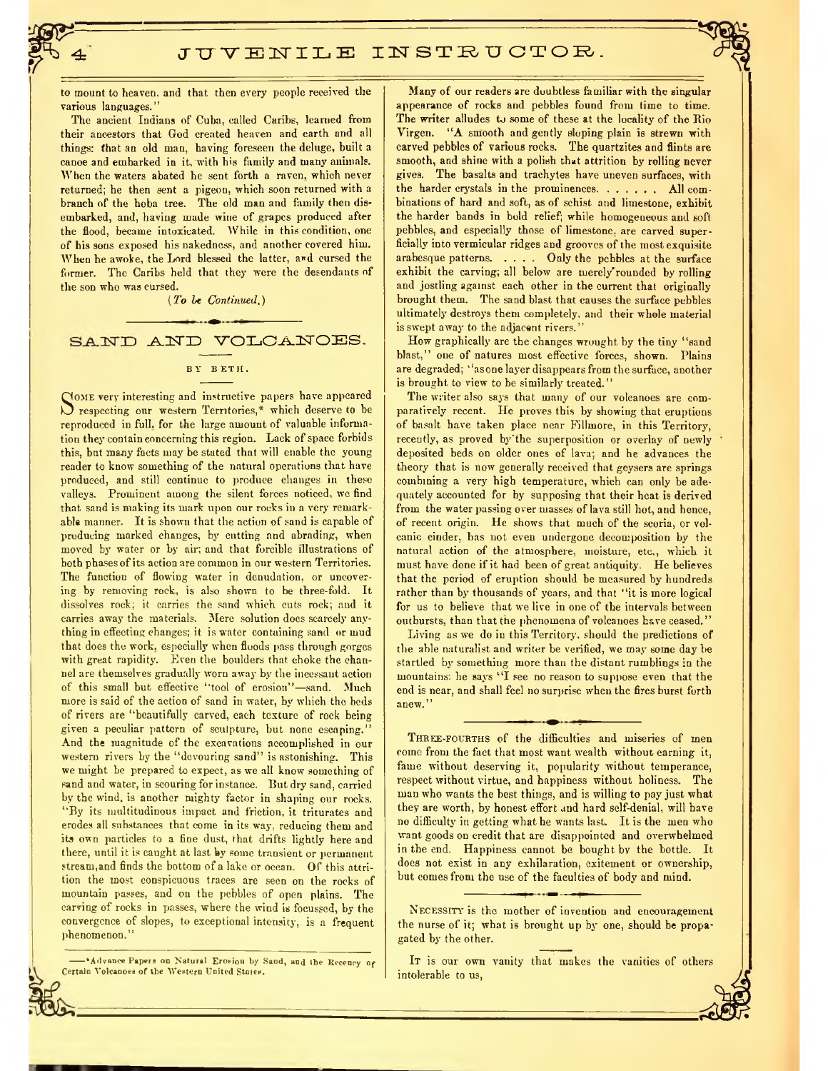to mount to heaven, and that then every people received the various languages."

The ancient Indians of Cuba, called Caribs, learned from their ancestors that God created heaven and earth and all things: that an old man, having foreseen the deluge, built a canoe and embarked in it, with his family and many animals. When the waters abated he sent forth a raven, which never returned; he then sent a pigeon, which soon returned with a branch of the hoba tree. The old man and family then disembarked, and, having made wine of grapes produced after the flood, became intoxicated. While in this condition, one of his sons exposed his nakedness, and another covered him. When he awoke, the Lord blessed the latter, and cursed the former. The Caribs held that they were the desendants of the son who was cursed.

(*To be Continued.*)

## SAND AND VOLCANOES.

BY BETH.

SOME very interesting and instructive papers have appeared respecting our western Territories,* which deserve to be reproduced in full, for the large amount of valuable information they contain concerning this region. Lack of space forbids this, but many facts may be stated that will enable the young reader to know something of the natural operations that have produced, and still continue to produce changes in these valleys. Prominent among the silent forces noticed, we find that sand is making its mark upon our rocks in a very remarkable manner. It is shown that the action of sand is capable of producing marked changes, by cutting and abrading, when moved by water or by air; and that forcible illustrations of both phases of its action are common in our western Territories. The function of flowing water in denudation, or uncovering by removing rock, is also shown to be three-fold. It dissolves rock; it carries the sand which cuts rock; and it carries away the materials. Mere solution does scarcely anything in effecting changes; it is water containing sand or mud that does the work, especially when floods pass through gorges with great rapidity. Even the boulders that choke the channel are themselves gradually worn away by the incessant action of this small but effective "tool of erosion"—sand. Much more is said of the action of sand in water, by which the beds of rivers are "beautifully carved, each texture of rock being given a peculiar pattern of sculpture, but none escaping." And the magnitude of the excavations accomplished in our western rivers by the "devouring sand" is astonishing. This we might be prepared to expect, as we all know something of sand and water, in scouring for instance. But dry sand, carried by the wind, is another mighty factor in shaping our rocks. "By its multitudinous impact and friction, it triturates and erodes all substances that come in its way, reducing them and its own particles to a fine dust, that drifts lightly here and there, until it is caught at last by some transient or permanent stream, and finds the bottom of a lake or ocean. Of this attrition the most conspicuous traces are seen on the rocks of mountain passes, and on the pebbles of open plains. The carving of rocks in passes, where the wind is focussed, by the convergence of slopes, to exceptional intensity, is a frequent phenomenon."

Many of our readers are doubtless familiar with the singular appearance of rocks and pebbles found from time to time. The writer alludes to some of these at the locality of the Rio Virgen. "A smooth and gently sloping plain is strewn with carved pebbles of various rocks. The quartzites and flints are smooth, and shine with a polish that attrition by rolling never gives. The basalts and trachytes have uneven surfaces, with the harder crystals in the prominences. . . . . . . All combinations of hard and soft, as of schist and limestone, exhibit the harder bands in bold relief; while homogeneous and soft pebbles, and especially those of limestone, are carved superficially into vermicular ridges and grooves of the most exquisite arabesque patterns. . . . . Only the pebbles at the surface exhibit the carving; all below are merely rounded by rolling and jostling against each other in the current that originally brought them. The sand blast that causes the surface pebbles ultimately destroys them completely, and their whole material is swept away to the adjacent rivers."

How graphically are the changes wrought by the tiny "sand blast," one of natures most effective forces, shown. Plains are degraded; "as one layer disappears from the surface, another is brought to view to be similarly treated."

The writer also says that many of our volcanoes are comparatively recent. He proves this by showing that eruptions of basalt have taken place near Fillmore, in this Territory, recently, as proved by the superposition or overlay of newly deposited beds on older ones of lava; and he advances the theory that is now generally received that geysers are springs combining a very high temperature, which can only be adequately accounted for by supposing that their heat is derived from the water passing over masses of lava still hot, and hence, of recent origin. He shows that much of the scoria, or volcanic cinder, has not even undergone decomposition by the natural action of the atmosphere, moisture, etc., which it must have done if it had been of great antiquity. He believes that the period of eruption should be measured by hundreds rather than by thousands of years, and that "it is more logical for us to believe that we live in one of the intervals between outbursts, than that the phenomena of volcanoes have ceased."

Living as we do in this Territory, should the predictions of the able naturalist and writer be verified, we may some day be startled by something more than the distant rumblings in the mountains: he says "I see no reason to suppose even that the end is near, and shall feel no surprise when the fires burst forth anew."

*Advance Papers on Natural Erosion by Sand, and the Recency of Certain Volcanoes of the Western United States.

---

THREE-FOURTHS of the difficulties and miseries of men come from the fact that most want wealth without earning it, fame without deserving it, popularity without temperance, respect without virtue, and happiness without holiness. The man who wants the best things, and is willing to pay just what they are worth, by honest effort and hard self-denial, will have no difficulty in getting what he wants last. It is the men who want goods on credit that are disappointed and overwhelmed in the end. Happiness cannot be bought by the bottle. It does not exist in any exhilaration, exitement or ownership, but comes from the use of the faculties of body and mind.

---

NECESSITY is the mother of invention and encouragement the nurse of it; what is brought up by one, should be propagated by the other.

---

IT is our own vanity that makes the vanities of others intolerable to us,